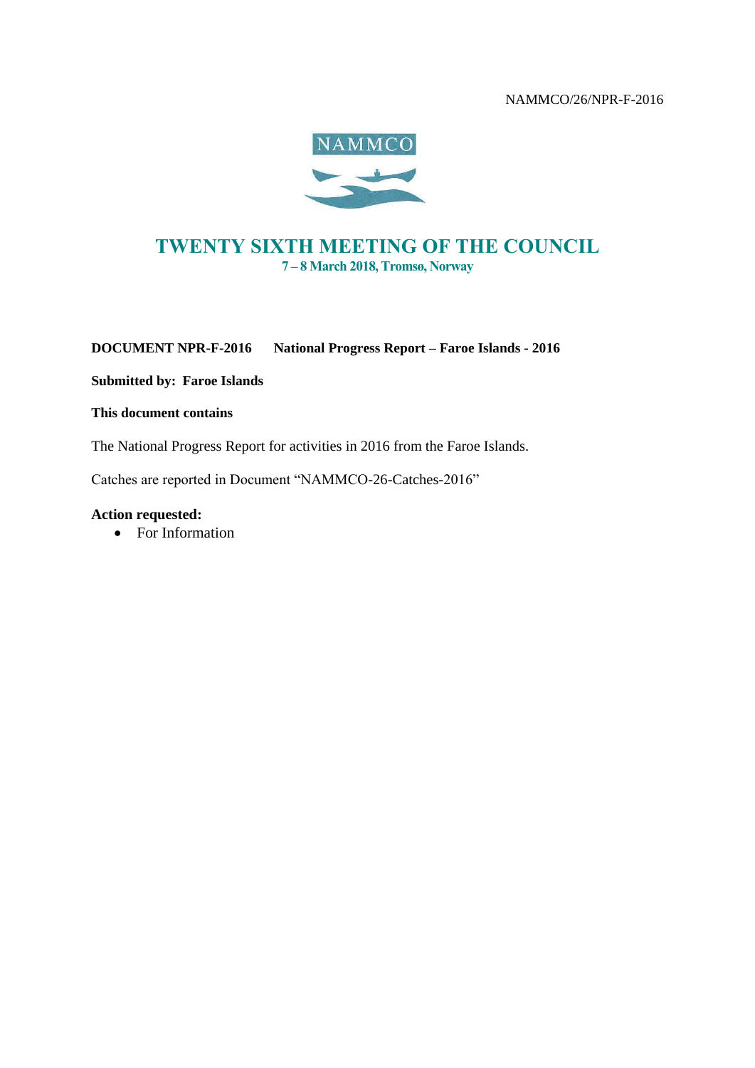NAMMCO/26/NPR-F-2016

NAMMCO

# TWENTY SIXTH MEETING OF THE COUNCIL

**7 – 8 March 2018, Tromsø, Norway**

**DOCUMENT NPR-F-2016 National Progress Report – Faroe Islands - 2016**

**Submitted by: Faroe Islands**

**This document contains**

The National Progress Report for activities in 2016 from the Faroe Islands.

Catches are reported in Document "NAMMCO-26-Catches-2016"

**Action requested:**

- For Information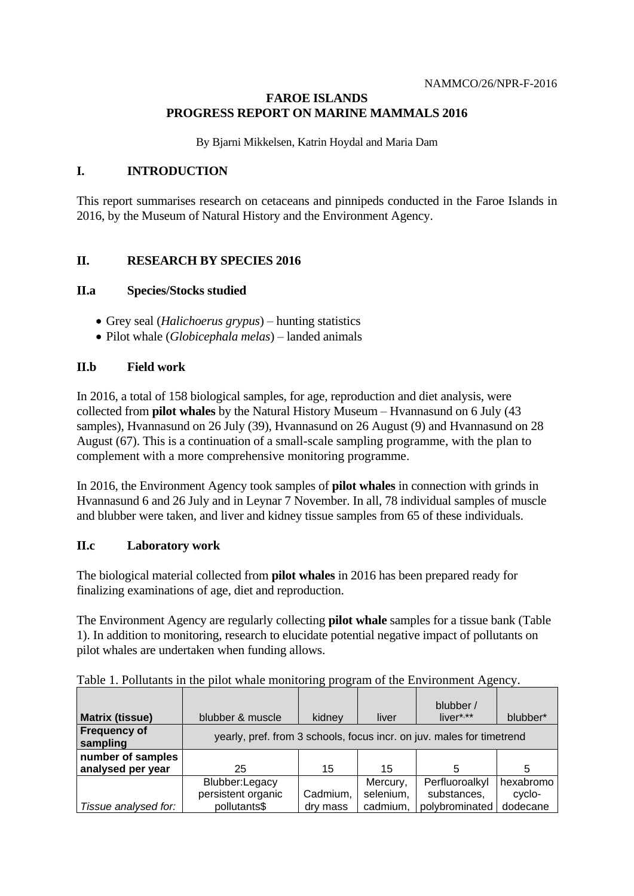NAMMCO/26/NPR-F-2016

# FAROE ISLANDS
# PROGRESS REPORT ON MARINE MAMMALS 2016

By Bjarni Mikkelsen, Katrin Hoydal and Maria Dam

## I. INTRODUCTION

This report summarises research on cetaceans and pinnipeds conducted in the Faroe Islands in 2016, by the Museum of Natural History and the Environment Agency.

## II. RESEARCH BY SPECIES 2016

### II.a Species/Stocks studied

- Grey seal (*Halichoerus grypus*) – hunting statistics
- Pilot whale (*Globicephala melas*) – landed animals

### II.b Field work

In 2016, a total of 158 biological samples, for age, reproduction and diet analysis, were collected from **pilot whales** by the Natural History Museum – Hvannasund on 6 July (43 samples), Hvannasund on 26 July (39), Hvannasund on 26 August (9) and Hvannasund on 28 August (67). This is a continuation of a small-scale sampling programme, with the plan to complement with a more comprehensive monitoring programme.

In 2016, the Environment Agency took samples of **pilot whales** in connection with grinds in Hvannasund 6 and 26 July and in Leynar 7 November. In all, 78 individual samples of muscle and blubber were taken, and liver and kidney tissue samples from 65 of these individuals.

### II.c Laboratory work

The biological material collected from **pilot whales** in 2016 has been prepared ready for finalizing examinations of age, diet and reproduction.

The Environment Agency are regularly collecting **pilot whale** samples for a tissue bank (Table 1). In addition to monitoring, research to elucidate potential negative impact of pollutants on pilot whales are undertaken when funding allows.

Table 1. Pollutants in the pilot whale monitoring program of the Environment Agency.

| **Matrix (tissue)** | blubber & muscle | kidney | liver | blubber / liver*,** | blubber* |
|---|---|---|---|---|---|
| **Frequency of sampling** | yearly, pref. from 3 schools, focus incr. on juv. males for timetrend | | | | |
| **number of samples analysed per year** | 25 | 15 | 15 | 5 | 5 |
| *Tissue analysed for:* | Blubber:Legacy persistent organic pollutants$ | Cadmium, dry mass | Mercury, selenium, cadmium, | Perfluoroalkyl substances, polybrominated | hexabromo cyclo-dodecane |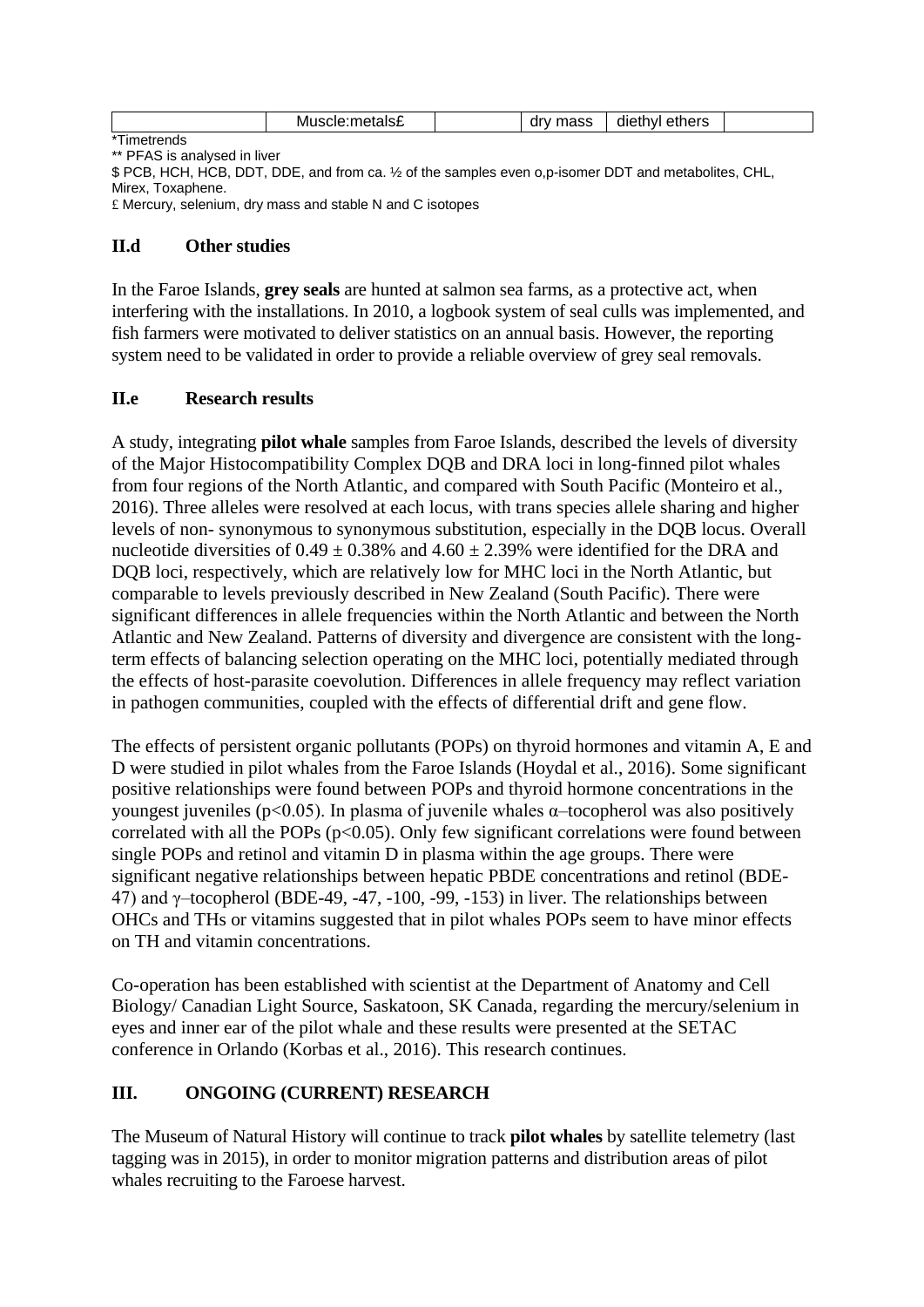| | Muscle:metals£ | | dry mass | diethyl ethers | |
|---|---|---|---|---|---|

*Timetrends

** PFAS is analysed in liver

$ PCB, HCH, HCB, DDT, DDE, and from ca. ½ of the samples even o,p-isomer DDT and metabolites, CHL, Mirex, Toxaphene.

£ Mercury, selenium, dry mass and stable N and C isotopes

## II.d Other studies

In the Faroe Islands, **grey seals** are hunted at salmon sea farms, as a protective act, when interfering with the installations. In 2010, a logbook system of seal culls was implemented, and fish farmers were motivated to deliver statistics on an annual basis. However, the reporting system need to be validated in order to provide a reliable overview of grey seal removals.

## II.e Research results

A study, integrating **pilot whale** samples from Faroe Islands, described the levels of diversity of the Major Histocompatibility Complex DQB and DRA loci in long-finned pilot whales from four regions of the North Atlantic, and compared with South Pacific (Monteiro et al., 2016). Three alleles were resolved at each locus, with trans species allele sharing and higher levels of non- synonymous to synonymous substitution, especially in the DQB locus. Overall nucleotide diversities of $0.49 \pm 0.38\%$ and $4.60 \pm 2.39\%$ were identified for the DRA and DQB loci, respectively, which are relatively low for MHC loci in the North Atlantic, but comparable to levels previously described in New Zealand (South Pacific). There were significant differences in allele frequencies within the North Atlantic and between the North Atlantic and New Zealand. Patterns of diversity and divergence are consistent with the long-term effects of balancing selection operating on the MHC loci, potentially mediated through the effects of host-parasite coevolution. Differences in allele frequency may reflect variation in pathogen communities, coupled with the effects of differential drift and gene flow.

The effects of persistent organic pollutants (POPs) on thyroid hormones and vitamin A, E and D were studied in pilot whales from the Faroe Islands (Hoydal et al., 2016). Some significant positive relationships were found between POPs and thyroid hormone concentrations in the youngest juveniles ($p<0.05$). In plasma of juvenile whales α–tocopherol was also positively correlated with all the POPs ($p<0.05$). Only few significant correlations were found between single POPs and retinol and vitamin D in plasma within the age groups. There were significant negative relationships between hepatic PBDE concentrations and retinol (BDE-47) and γ–tocopherol (BDE-49, -47, -100, -99, -153) in liver. The relationships between OHCs and THs or vitamins suggested that in pilot whales POPs seem to have minor effects on TH and vitamin concentrations.

Co-operation has been established with scientist at the Department of Anatomy and Cell Biology/ Canadian Light Source, Saskatoon, SK Canada, regarding the mercury/selenium in eyes and inner ear of the pilot whale and these results were presented at the SETAC conference in Orlando (Korbas et al., 2016). This research continues.

# III. ONGOING (CURRENT) RESEARCH

The Museum of Natural History will continue to track **pilot whales** by satellite telemetry (last tagging was in 2015), in order to monitor migration patterns and distribution areas of pilot whales recruiting to the Faroese harvest.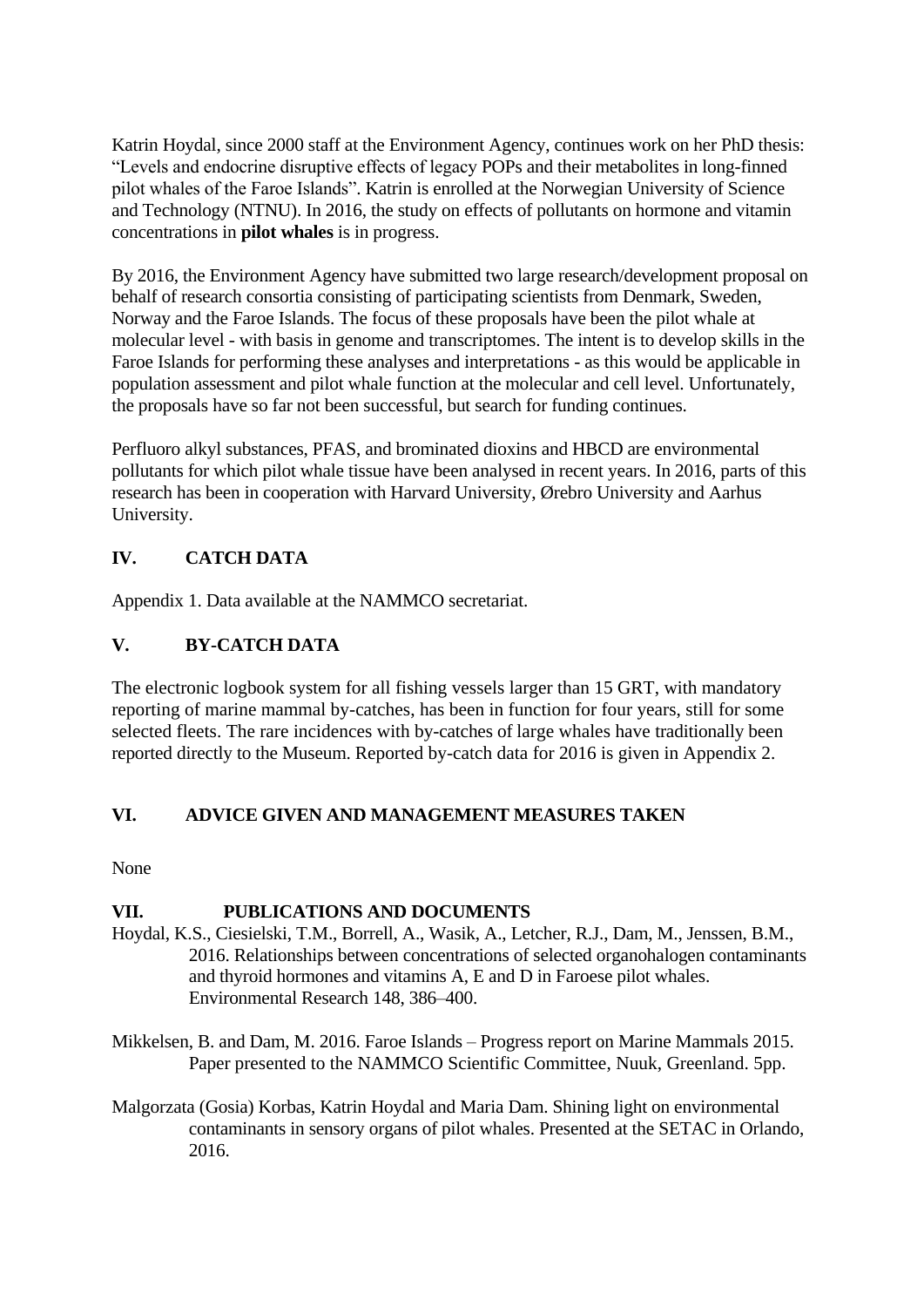Katrin Hoydal, since 2000 staff at the Environment Agency, continues work on her PhD thesis: "Levels and endocrine disruptive effects of legacy POPs and their metabolites in long-finned pilot whales of the Faroe Islands". Katrin is enrolled at the Norwegian University of Science and Technology (NTNU). In 2016, the study on effects of pollutants on hormone and vitamin concentrations in **pilot whales** is in progress.

By 2016, the Environment Agency have submitted two large research/development proposal on behalf of research consortia consisting of participating scientists from Denmark, Sweden, Norway and the Faroe Islands. The focus of these proposals have been the pilot whale at molecular level - with basis in genome and transcriptomes. The intent is to develop skills in the Faroe Islands for performing these analyses and interpretations - as this would be applicable in population assessment and pilot whale function at the molecular and cell level. Unfortunately, the proposals have so far not been successful, but search for funding continues.

Perfluoro alkyl substances, PFAS, and brominated dioxins and HBCD are environmental pollutants for which pilot whale tissue have been analysed in recent years. In 2016, parts of this research has been in cooperation with Harvard University, Ørebro University and Aarhus University.

## IV. CATCH DATA

Appendix 1. Data available at the NAMMCO secretariat.

## V. BY-CATCH DATA

The electronic logbook system for all fishing vessels larger than 15 GRT, with mandatory reporting of marine mammal by-catches, has been in function for four years, still for some selected fleets. The rare incidences with by-catches of large whales have traditionally been reported directly to the Museum. Reported by-catch data for 2016 is given in Appendix 2.

## VI. ADVICE GIVEN AND MANAGEMENT MEASURES TAKEN

None

## VII. PUBLICATIONS AND DOCUMENTS

Hoydal, K.S., Ciesielski, T.M., Borrell, A., Wasik, A., Letcher, R.J., Dam, M., Jenssen, B.M., 2016. Relationships between concentrations of selected organohalogen contaminants and thyroid hormones and vitamins A, E and D in Faroese pilot whales. Environmental Research 148, 386–400.

Mikkelsen, B. and Dam, M. 2016. Faroe Islands – Progress report on Marine Mammals 2015. Paper presented to the NAMMCO Scientific Committee, Nuuk, Greenland. 5pp.

Malgorzata (Gosia) Korbas, Katrin Hoydal and Maria Dam. Shining light on environmental contaminants in sensory organs of pilot whales. Presented at the SETAC in Orlando, 2016.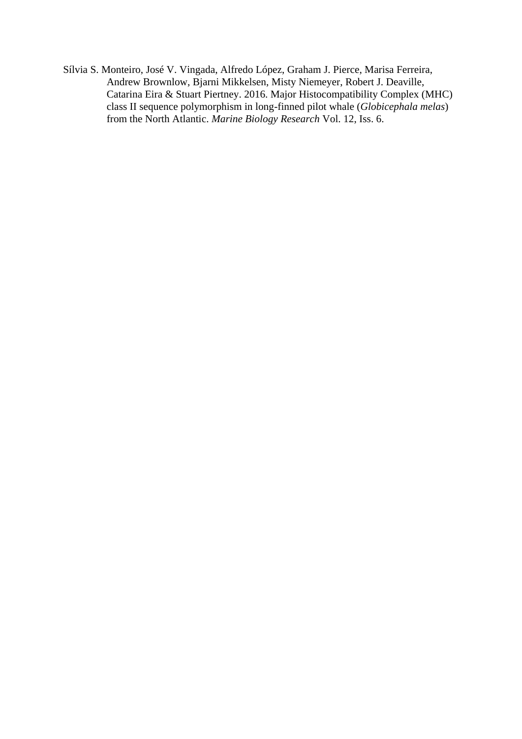Sílvia S. Monteiro, José V. Vingada, Alfredo López, Graham J. Pierce, Marisa Ferreira, Andrew Brownlow, Bjarni Mikkelsen, Misty Niemeyer, Robert J. Deaville, Catarina Eira & Stuart Piertney. 2016. Major Histocompatibility Complex (MHC) class II sequence polymorphism in long-finned pilot whale (*Globicephala melas*) from the North Atlantic. *Marine Biology Research* Vol. 12, Iss. 6.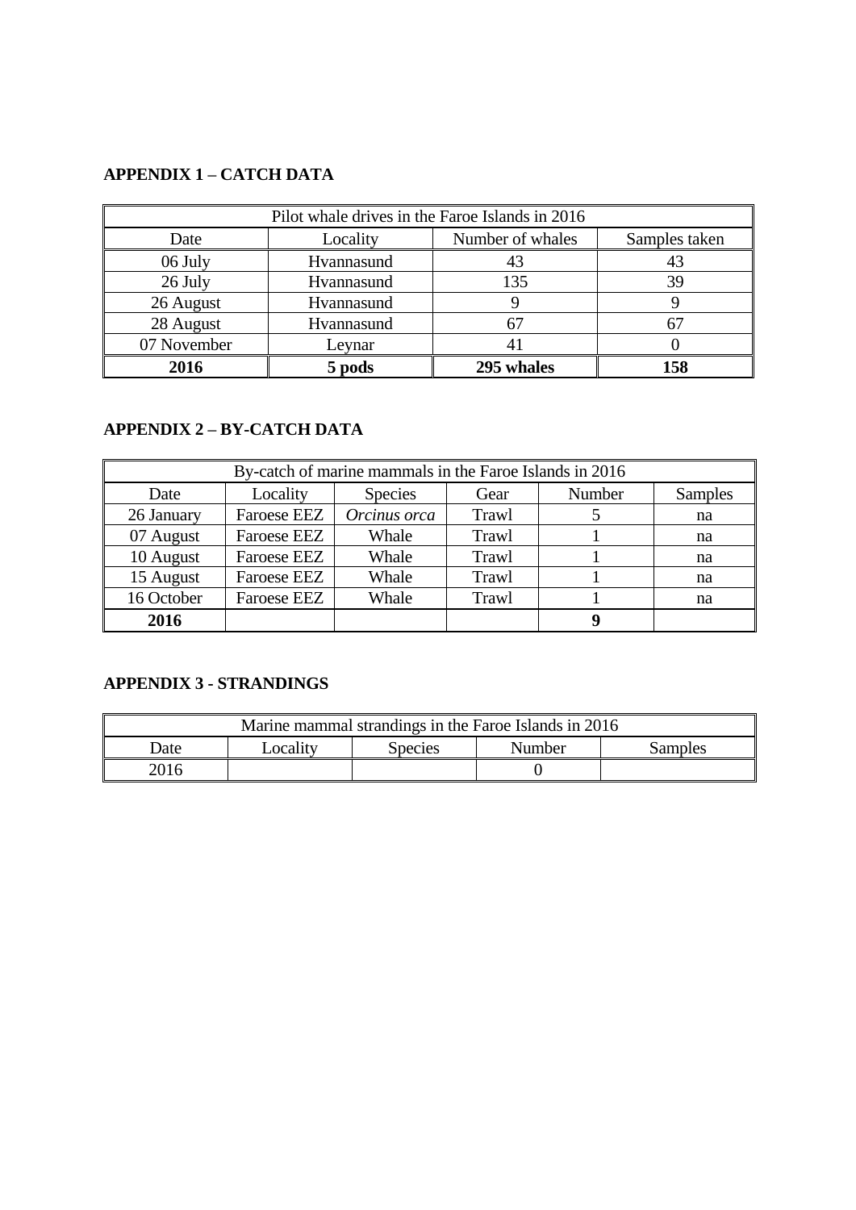**APPENDIX 1 – CATCH DATA**

| Pilot whale drives in the Faroe Islands in 2016 | | | |
|---|---|---|---|
| Date | Locality | Number of whales | Samples taken |
| 06 July | Hvannasund | 43 | 43 |
| 26 July | Hvannasund | 135 | 39 |
| 26 August | Hvannasund | 9 | 9 |
| 28 August | Hvannasund | 67 | 67 |
| 07 November | Leynar | 41 | 0 |
| **2016** | **5 pods** | **295 whales** | **158** |

**APPENDIX 2 – BY-CATCH DATA**

| By-catch of marine mammals in the Faroe Islands in 2016 | | | | | |
|---|---|---|---|---|---|
| Date | Locality | Species | Gear | Number | Samples |
| 26 January | Faroese EEZ | *Orcinus orca* | Trawl | 5 | na |
| 07 August | Faroese EEZ | Whale | Trawl | 1 | na |
| 10 August | Faroese EEZ | Whale | Trawl | 1 | na |
| 15 August | Faroese EEZ | Whale | Trawl | 1 | na |
| 16 October | Faroese EEZ | Whale | Trawl | 1 | na |
| **2016** | | | | **9** | |

**APPENDIX 3 - STRANDINGS**

| Marine mammal strandings in the Faroe Islands in 2016 | | | | |
|---|---|---|---|---|
| Date | Locality | Species | Number | Samples |
| 2016 | | | 0 | |